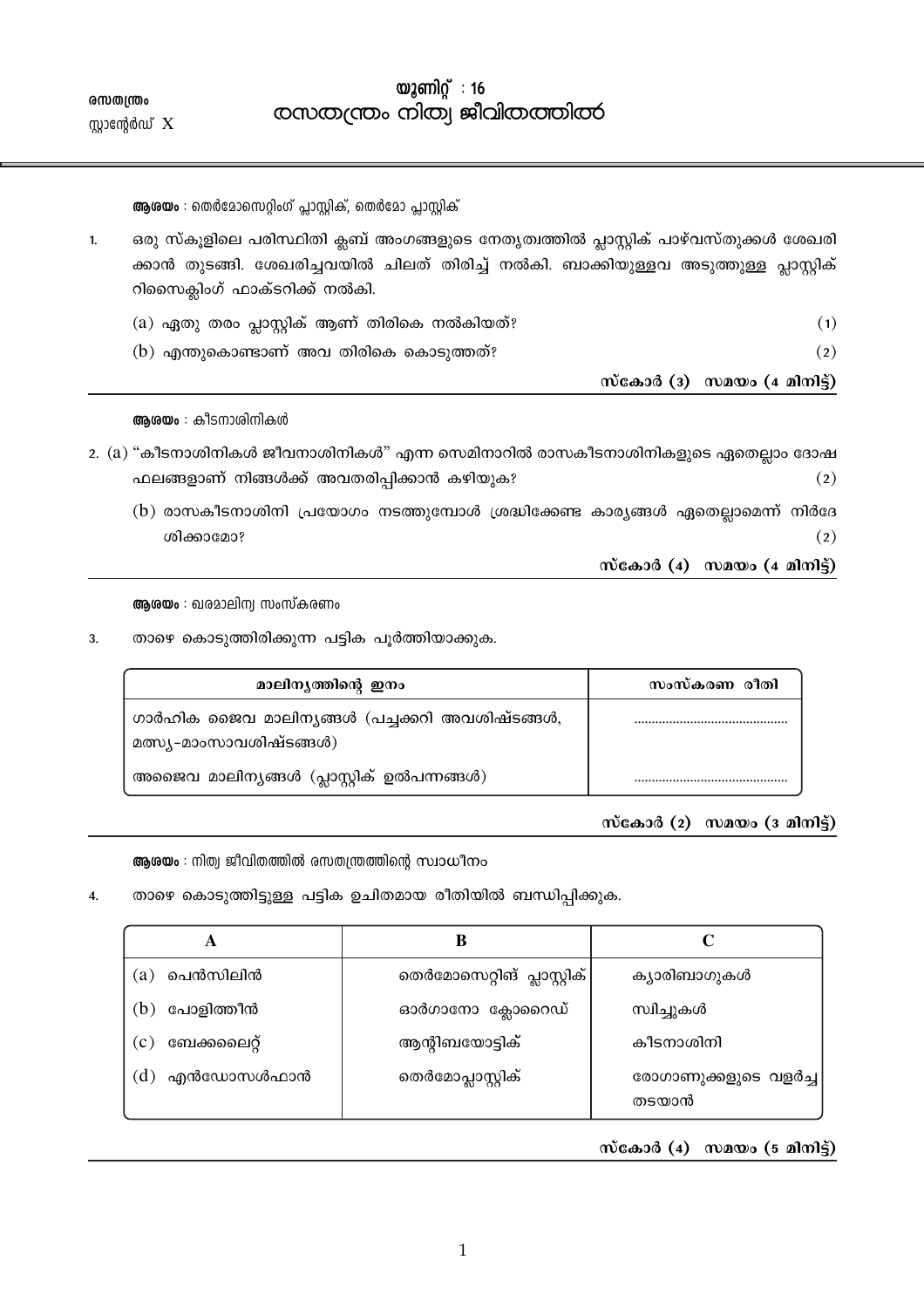രസതന്ത്രം

സ്റ്റാന്റേർഡ് X

## യൂണിറ്റ് : 16
# രസതന്ത്രം നിത്യ ജീവിതത്തിൽ

**ആശയം** : തെർമോസെറ്റിംഗ് പ്ലാസ്റ്റിക്, തെർമോ പ്ലാസ്റ്റിക്

1. ഒരു സ്കൂളിലെ പരിസ്ഥിതി ക്ലബ് അംഗങ്ങളുടെ നേതൃത്വത്തിൽ പ്ലാസ്റ്റിക് പാഴ്‌വസ്തുക്കൾ ശേഖരിക്കാൻ തുടങ്ങി. ശേഖരിച്ചവയിൽ ചിലത് തിരിച്ച് നൽകി. ബാക്കിയുള്ളവ അടുത്തുള്ള പ്ലാസ്റ്റിക് റിസൈക്ലിംഗ് ഫാക്ടറിക്ക് നൽകി.

   (a) ഏതു തരം പ്ലാസ്റ്റിക് ആണ് തിരികെ നൽകിയത്? (1)

   (b) എന്തുകൊണ്ടാണ് അവ തിരികെ കൊടുത്തത്? (2)

**സ്കോർ (3) സമയം (4 മിനിട്ട്)**

---

**ആശയം** : കീടനാശിനികൾ

2. (a) "കീടനാശിനികൾ ജീവനാശിനികൾ" എന്ന സെമിനാറിൽ രാസകീടനാശിനികളുടെ ഏതെല്ലാം ദോഷഫലങ്ങളാണ് നിങ്ങൾക്ക് അവതരിപ്പിക്കാൻ കഴിയുക? (2)

   (b) രാസകീടനാശിനി പ്രയോഗം നടത്തുമ്പോൾ ശ്രദ്ധിക്കേണ്ട കാര്യങ്ങൾ ഏതെല്ലാമെന്ന് നിർദേശിക്കാമോ? (2)

**സ്കോർ (4) സമയം (4 മിനിട്ട്)**

---

**ആശയം** : ഖരമാലിന്യ സംസ്കരണം

3. താഴെ കൊടുത്തിരിക്കുന്ന പട്ടിക പൂർത്തിയാക്കുക.

| മാലിന്യത്തിന്റെ ഇനം | സംസ്കരണ രീതി |
|---|---|
| ഗാർഹിക ജൈവ മാലിന്യങ്ങൾ (പച്ചക്കറി അവശിഷ്ടങ്ങൾ, മത്സ്യ-മാംസാവശിഷ്ടങ്ങൾ) | ........................................ |
| അജൈവ മാലിന്യങ്ങൾ (പ്ലാസ്റ്റിക് ഉൽപന്നങ്ങൾ) | ........................................ |

**സ്കോർ (2) സമയം (3 മിനിട്ട്)**

---

**ആശയം** : നിത്യ ജീവിതത്തിൽ രസതന്ത്രത്തിന്റെ സ്വാധീനം

4. താഴെ കൊടുത്തിട്ടുള്ള പട്ടിക ഉചിതമായ രീതിയിൽ ബന്ധിപ്പിക്കുക.

| A | B | C |
|---|---|---|
| (a) പെൻസിലിൻ | തെർമോസെറ്റിങ് പ്ലാസ്റ്റിക് | ക്യാരിബാഗുകൾ |
| (b) പോളിത്തീൻ | ഓർഗാനോ ക്ലോറൈഡ് | സ്വിച്ചുകൾ |
| (c) ബേക്കലൈറ്റ് | ആന്റിബയോട്ടിക് | കീടനാശിനി |
| (d) എൻഡോസൾഫാൻ | തെർമോപ്ലാസ്റ്റിക് | രോഗാണുക്കളുടെ വളർച്ച തടയാൻ |

**സ്കോർ (4) സമയം (5 മിനിട്ട്)**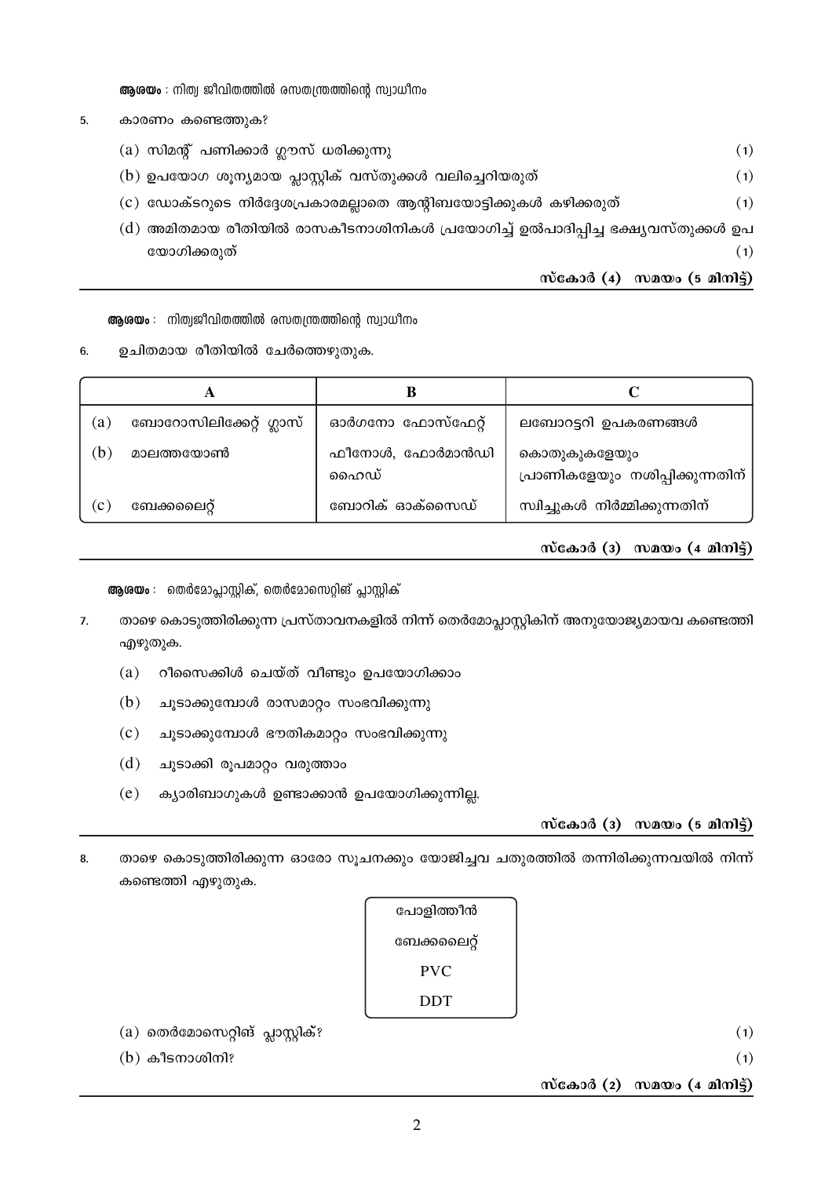**ആശയം** : നിത്യ ജീവിതത്തിൽ രസതന്ത്രത്തിന്റെ സ്വാധീനം

5. കാരണം കണ്ടെത്തുക?

   (a) സിമന്റ് പണിക്കാർ ഗ്ലൗസ് ധരിക്കുന്നു (1)

   (b) ഉപയോഗ ശൂന്യമായ പ്ലാസ്റ്റിക് വസ്തുക്കൾ വലിച്ചെറിയരുത് (1)

   (c) ഡോക്ടറുടെ നിർദ്ദേശപ്രകാരമല്ലാതെ ആന്റിബയോട്ടിക്കുകൾ കഴിക്കരുത് (1)

   (d) അമിതമായ രീതിയിൽ രാസകീടനാശിനികൾ പ്രയോഗിച്ച് ഉൽപാദിപ്പിച്ച ഭക്ഷ്യവസ്തുക്കൾ ഉപയോഗിക്കരുത് (1)

**സ്കോർ (4) സമയം (5 മിനിട്ട്)**

---

**ആശയം** : നിത്യജീവിതത്തിൽ രസതന്ത്രത്തിന്റെ സ്വാധീനം

6. ഉചിതമായ രീതിയിൽ ചേർത്തെഴുതുക.

| A | B | C |
|---|---|---|
| (a) ബോറോസിലിക്കേറ്റ് ഗ്ലാസ് | ഓർഗനോ ഫോസ്ഫേറ്റ് | ലബോറട്ടറി ഉപകരണങ്ങൾ |
| (b) മാലത്തയോൺ | ഫീനോൾ, ഫോർമാൻഡിഹൈഡ് | കൊതുകുകളേയും പ്രാണികളേയും നശിപ്പിക്കുന്നതിന് |
| (c) ബേക്കലൈറ്റ് | ബോറിക് ഓക്സൈഡ് | സ്വിച്ചുകൾ നിർമ്മിക്കുന്നതിന് |

**സ്കോർ (3) സമയം (4 മിനിട്ട്)**

---

**ആശയം** : തെർമോപ്ലാസ്റ്റിക്, തെർമോസെറ്റിങ് പ്ലാസ്റ്റിക്

7. താഴെ കൊടുത്തിരിക്കുന്ന പ്രസ്താവനകളിൽ നിന്ന് തെർമോപ്ലാസ്റ്റിക്കിന് അനുയോജ്യമായവ കണ്ടെത്തി എഴുതുക.

   (a) റീസൈക്കിൾ ചെയ്ത് വീണ്ടും ഉപയോഗിക്കാം

   (b) ചൂടാക്കുമ്പോൾ രാസമാറ്റം സംഭവിക്കുന്നു

   (c) ചൂടാക്കുമ്പോൾ ഭൗതികമാറ്റം സംഭവിക്കുന്നു

   (d) ചൂടാക്കി രൂപമാറ്റം വരുത്താം

   (e) ക്യാരിബാഗുകൾ ഉണ്ടാക്കാൻ ഉപയോഗിക്കുന്നില്ല.

**സ്കോർ (3) സമയം (5 മിനിട്ട്)**

---

8. താഴെ കൊടുത്തിരിക്കുന്ന ഓരോ സൂചനക്കും യോജിച്ചവ ചതുരത്തിൽ തന്നിരിക്കുന്നവയിൽ നിന്ന് കണ്ടെത്തി എഴുതുക.

   പോളിത്തീൻ
   ബേക്കലൈറ്റ്
   PVC
   DDT

   (a) തെർമോസെറ്റിങ് പ്ലാസ്റ്റിക്? (1)

   (b) കീടനാശിനി? (1)

**സ്കോർ (2) സമയം (4 മിനിട്ട്)**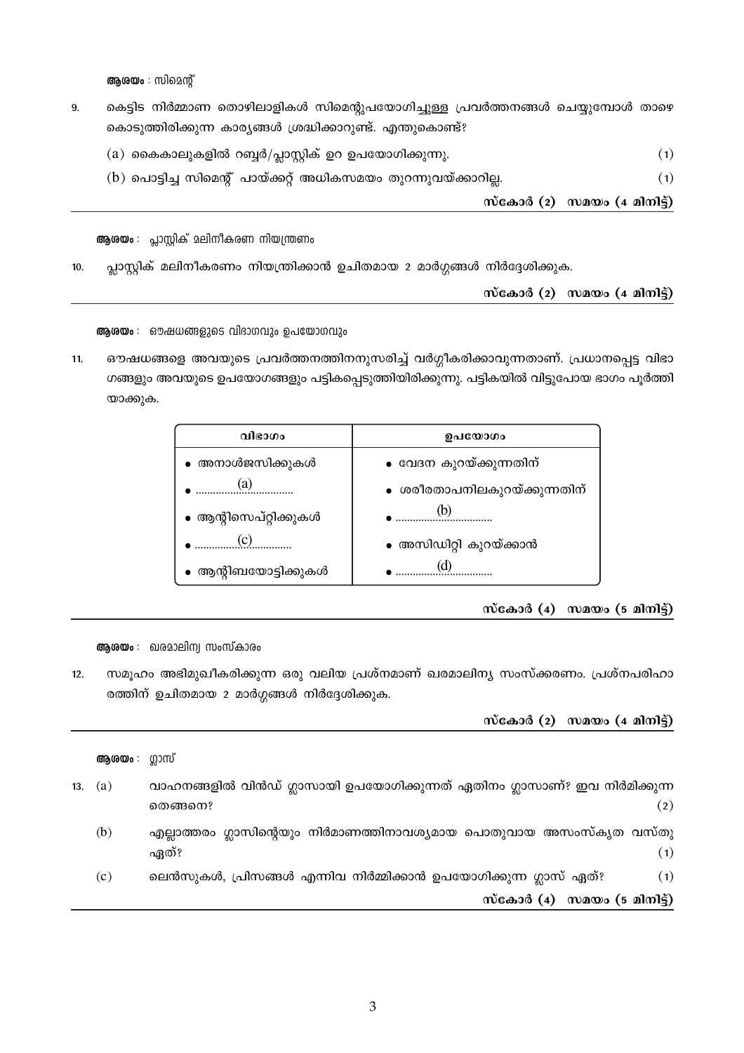**ആശയം** : സിമെന്റ്

9. കെട്ടിട നിർമ്മാണ തൊഴിലാളികൾ സിമെന്റുപയോഗിച്ചുള്ള പ്രവർത്തനങ്ങൾ ചെയ്യുമ്പോൾ താഴെ കൊടുത്തിരിക്കുന്ന കാര്യങ്ങൾ ശ്രദ്ധിക്കാറുണ്ട്. എന്തുകൊണ്ട്?

   (a) കൈകാലുകളിൽ റബ്ബർ/പ്ലാസ്റ്റിക് ഉറ ഉപയോഗിക്കുന്നു. (1)

   (b) പൊട്ടിച്ച സിമെന്റ് പായ്ക്കറ്റ് അധികസമയം തുറന്നുവയ്ക്കാറില്ല. (1)

**സ്കോർ (2) സമയം (4 മിനിട്ട്)**

---

**ആശയം** : പ്ലാസ്റ്റിക് മലിനീകരണ നിയന്ത്രണം

10. പ്ലാസ്റ്റിക് മലിനീകരണം നിയന്ത്രിക്കാൻ ഉചിതമായ 2 മാർഗ്ഗങ്ങൾ നിർദ്ദേശിക്കുക.

**സ്കോർ (2) സമയം (4 മിനിട്ട്)**

---

**ആശയം** : ഔഷധങ്ങളുടെ വിഭാഗവും ഉപയോഗവും

11. ഔഷധങ്ങളെ അവയുടെ പ്രവർത്തനത്തിനനുസരിച്ച് വർഗ്ഗീകരിക്കാവുന്നതാണ്. പ്രധാനപ്പെട്ട വിഭാഗങ്ങളും അവയുടെ ഉപയോഗങ്ങളും പട്ടികപ്പെടുത്തിയിരിക്കുന്നു. പട്ടികയിൽ വിട്ടുപോയ ഭാഗം പൂർത്തിയാക്കുക.

| വിഭാഗം | ഉപയോഗം |
|---|---|
| • അനാൾജസിക്കുകൾ | • വേദന കുറയ്ക്കുന്നതിന് |
| • .........(a)......... | • ശരീരതാപനിലകുറയ്ക്കുന്നതിന് |
| • ആന്റിസെപ്റ്റിക്കുകൾ | • .........(b)......... |
| • .........(c)......... | • അസിഡിറ്റി കുറയ്ക്കാൻ |
| • ആന്റിബയോട്ടിക്കുകൾ | • .........(d)......... |

**സ്കോർ (4) സമയം (5 മിനിട്ട്)**

---

**ആശയം** : ഖരമാലിന്യ സംസ്കാരം

12. സമൂഹം അഭിമുഖീകരിക്കുന്ന ഒരു വലിയ പ്രശ്നമാണ് ഖരമാലിന്യ സംസ്കരണം. പ്രശ്നപരിഹാരത്തിന് ഉചിതമായ 2 മാർഗ്ഗങ്ങൾ നിർദ്ദേശിക്കുക.

**സ്കോർ (2) സമയം (4 മിനിട്ട്)**

---

**ആശയം** : ഗ്ലാസ്

13. (a) വാഹനങ്ങളിൽ വിൻഡ് ഗ്ലാസായി ഉപയോഗിക്കുന്നത് ഏതിനം ഗ്ലാസാണ്? ഇവ നിർമിക്കുന്നതെങ്ങനെ? (2)

    (b) എല്ലാത്തരം ഗ്ലാസിന്റെയും നിർമാണത്തിനാവശ്യമായ പൊതുവായ അസംസ്കൃത വസ്തു ഏത്? (1)

    (c) ലെൻസുകൾ, പ്രിസങ്ങൾ എന്നിവ നിർമ്മിക്കാൻ ഉപയോഗിക്കുന്ന ഗ്ലാസ് ഏത്? (1)

**സ്കോർ (4) സമയം (5 മിനിട്ട്)**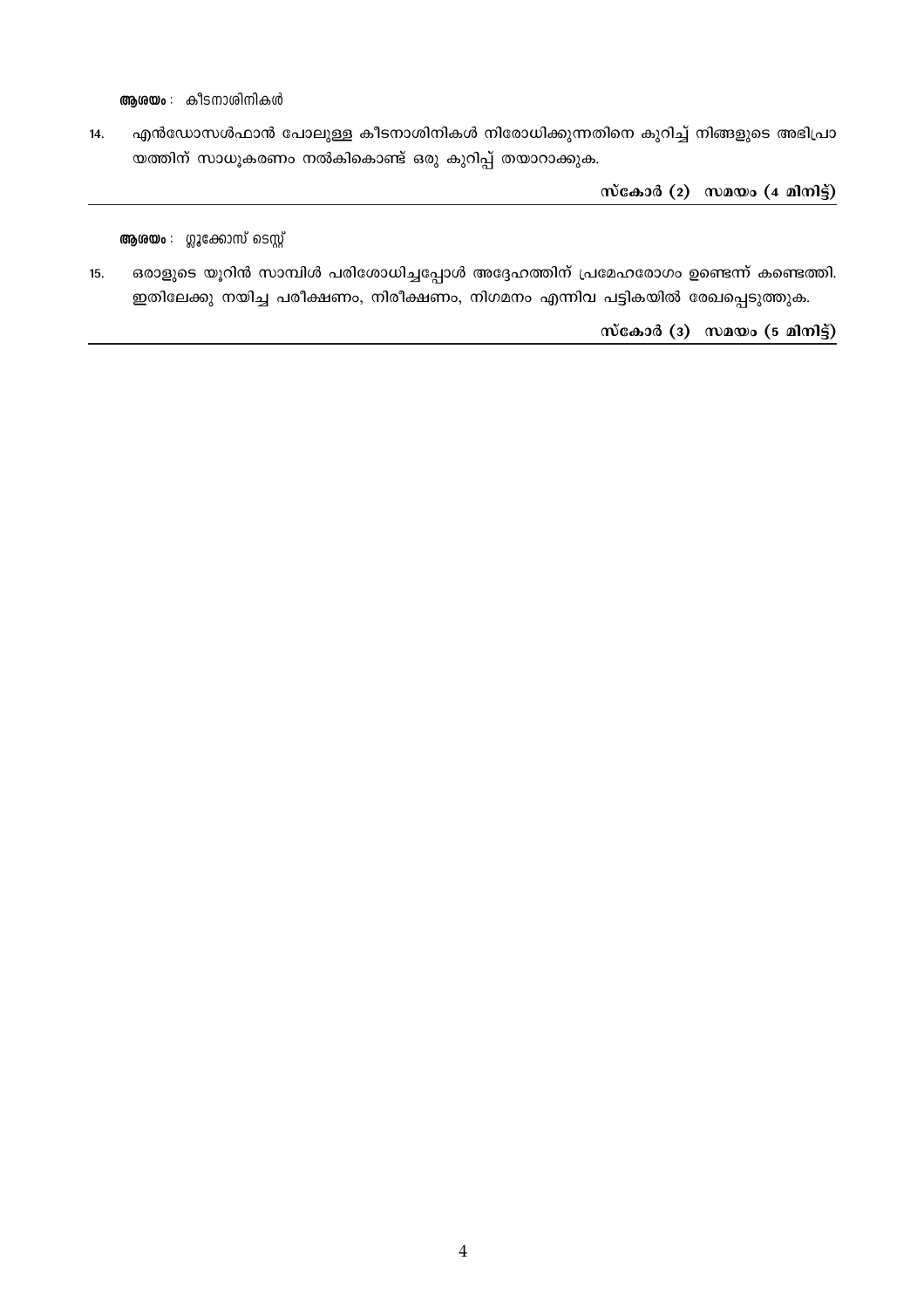**ആശയം** : കീടനാശിനികൾ

14. എൻഡോസൾഫാൻ പോലുള്ള കീടനാശിനികൾ നിരോധിക്കുന്നതിനെ കുറിച്ച് നിങ്ങളുടെ അഭിപ്രായത്തിന് സാധൂകരണം നൽകികൊണ്ട് ഒരു കുറിപ്പ് തയാറാക്കുക.

**സ്കോർ (2) സമയം (4 മിനിട്ട്)**

---

**ആശയം** : ഗ്ലൂക്കോസ് ടെസ്റ്റ്

15. ഒരാളുടെ യൂറിൻ സാമ്പിൾ പരിശോധിച്ചപ്പോൾ അദ്ദേഹത്തിന് പ്രമേഹരോഗം ഉണ്ടെന്ന് കണ്ടെത്തി. ഇതിലേക്കു നയിച്ച പരീക്ഷണം, നിരീക്ഷണം, നിഗമനം എന്നിവ പട്ടികയിൽ രേഖപ്പെടുത്തുക.

**സ്കോർ (3) സമയം (5 മിനിട്ട്)**